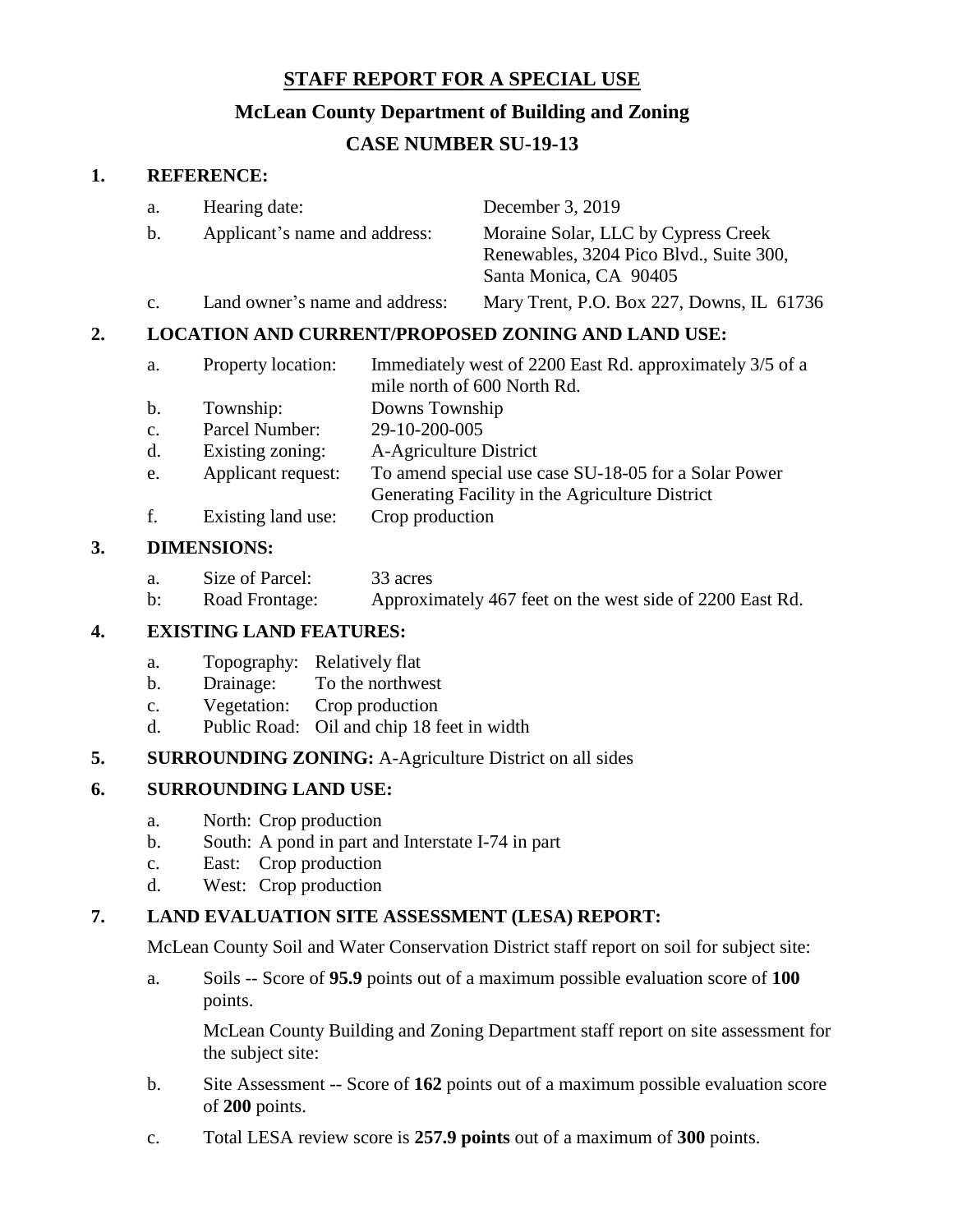# STAFF REPORT FOR A SPECIAL USE

## McLean County Department of Building and Zoning

## CASE NUMBER SU-19-13

**1. REFERENCE:**

a. Hearing date: December 3, 2019

b. Applicant's name and address: Moraine Solar, LLC by Cypress Creek Renewables, 3204 Pico Blvd., Suite 300, Santa Monica, CA 90405

c. Land owner's name and address: Mary Trent, P.O. Box 227, Downs, IL 61736

**2. LOCATION AND CURRENT/PROPOSED ZONING AND LAND USE:**

a. Property location: Immediately west of 2200 East Rd. approximately 3/5 of a mile north of 600 North Rd.

b. Township: Downs Township

c. Parcel Number: 29-10-200-005

d. Existing zoning: A-Agriculture District

e. Applicant request: To amend special use case SU-18-05 for a Solar Power Generating Facility in the Agriculture District

f. Existing land use: Crop production

**3. DIMENSIONS:**

a. Size of Parcel: 33 acres

b: Road Frontage: Approximately 467 feet on the west side of 2200 East Rd.

**4. EXISTING LAND FEATURES:**

a. Topography: Relatively flat

b. Drainage: To the northwest

c. Vegetation: Crop production

d. Public Road: Oil and chip 18 feet in width

**5. SURROUNDING ZONING:** A-Agriculture District on all sides

**6. SURROUNDING LAND USE:**

a. North: Crop production

b. South: A pond in part and Interstate I-74 in part

c. East: Crop production

d. West: Crop production

**7. LAND EVALUATION SITE ASSESSMENT (LESA) REPORT:**

McLean County Soil and Water Conservation District staff report on soil for subject site:

a. Soils -- Score of **95.9** points out of a maximum possible evaluation score of **100** points.

McLean County Building and Zoning Department staff report on site assessment for the subject site:

b. Site Assessment -- Score of **162** points out of a maximum possible evaluation score of **200** points.

c. Total LESA review score is **257.9 points** out of a maximum of **300** points.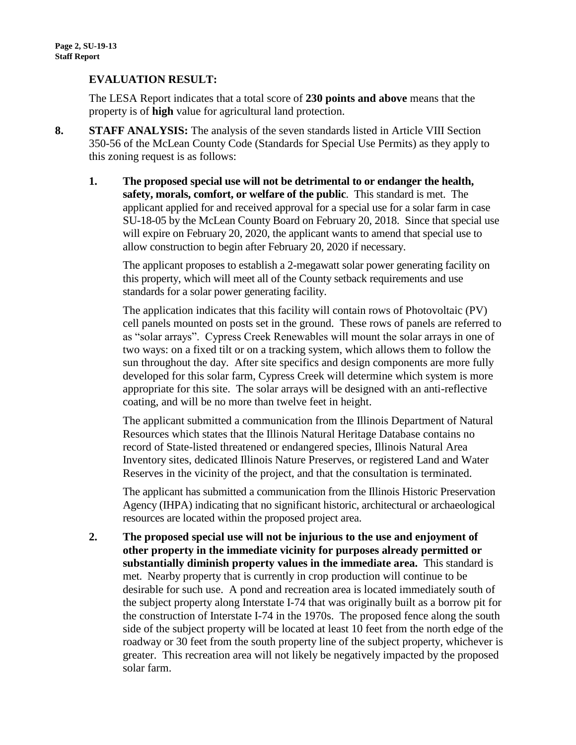**EVALUATION RESULT:**

The LESA Report indicates that a total score of **230 points and above** means that the property is of **high** value for agricultural land protection.

**8. STAFF ANALYSIS:** The analysis of the seven standards listed in Article VIII Section 350-56 of the McLean County Code (Standards for Special Use Permits) as they apply to this zoning request is as follows:

1. **The proposed special use will not be detrimental to or endanger the health, safety, morals, comfort, or welfare of the public**. This standard is met. The applicant applied for and received approval for a special use for a solar farm in case SU-18-05 by the McLean County Board on February 20, 2018. Since that special use will expire on February 20, 2020, the applicant wants to amend that special use to allow construction to begin after February 20, 2020 if necessary.

   The applicant proposes to establish a 2-megawatt solar power generating facility on this property, which will meet all of the County setback requirements and use standards for a solar power generating facility.

   The application indicates that this facility will contain rows of Photovoltaic (PV) cell panels mounted on posts set in the ground. These rows of panels are referred to as "solar arrays". Cypress Creek Renewables will mount the solar arrays in one of two ways: on a fixed tilt or on a tracking system, which allows them to follow the sun throughout the day. After site specifics and design components are more fully developed for this solar farm, Cypress Creek will determine which system is more appropriate for this site. The solar arrays will be designed with an anti-reflective coating, and will be no more than twelve feet in height.

   The applicant submitted a communication from the Illinois Department of Natural Resources which states that the Illinois Natural Heritage Database contains no record of State-listed threatened or endangered species, Illinois Natural Area Inventory sites, dedicated Illinois Nature Preserves, or registered Land and Water Reserves in the vicinity of the project, and that the consultation is terminated.

   The applicant has submitted a communication from the Illinois Historic Preservation Agency (IHPA) indicating that no significant historic, architectural or archaeological resources are located within the proposed project area.

2. **The proposed special use will not be injurious to the use and enjoyment of other property in the immediate vicinity for purposes already permitted or substantially diminish property values in the immediate area.** This standard is met. Nearby property that is currently in crop production will continue to be desirable for such use. A pond and recreation area is located immediately south of the subject property along Interstate I-74 that was originally built as a borrow pit for the construction of Interstate I-74 in the 1970s. The proposed fence along the south side of the subject property will be located at least 10 feet from the north edge of the roadway or 30 feet from the south property line of the subject property, whichever is greater. This recreation area will not likely be negatively impacted by the proposed solar farm.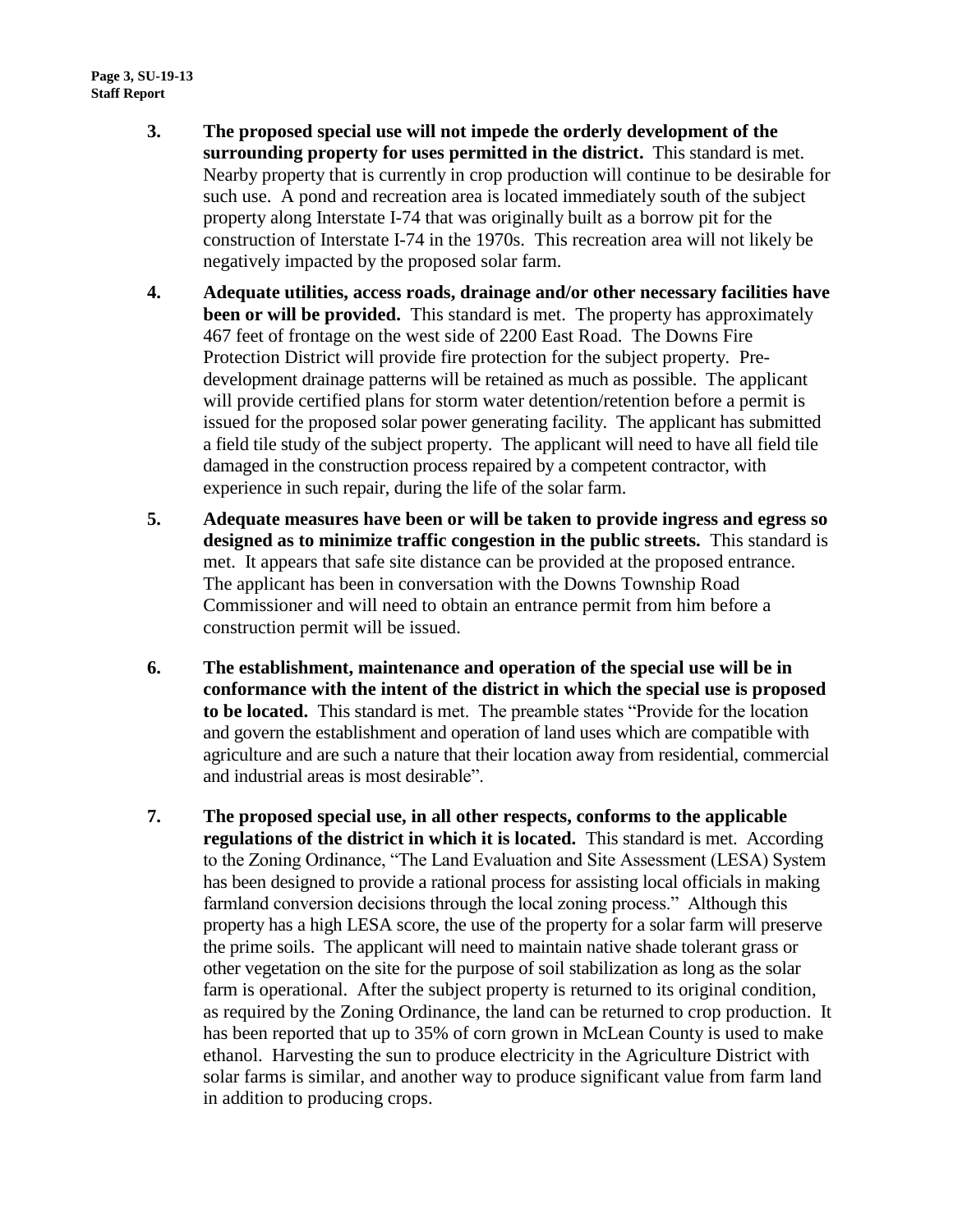3. **The proposed special use will not impede the orderly development of the surrounding property for uses permitted in the district.** This standard is met. Nearby property that is currently in crop production will continue to be desirable for such use. A pond and recreation area is located immediately south of the subject property along Interstate I-74 that was originally built as a borrow pit for the construction of Interstate I-74 in the 1970s. This recreation area will not likely be negatively impacted by the proposed solar farm.

4. **Adequate utilities, access roads, drainage and/or other necessary facilities have been or will be provided.** This standard is met. The property has approximately 467 feet of frontage on the west side of 2200 East Road. The Downs Fire Protection District will provide fire protection for the subject property. Pre-development drainage patterns will be retained as much as possible. The applicant will provide certified plans for storm water detention/retention before a permit is issued for the proposed solar power generating facility. The applicant has submitted a field tile study of the subject property. The applicant will need to have all field tile damaged in the construction process repaired by a competent contractor, with experience in such repair, during the life of the solar farm.

5. **Adequate measures have been or will be taken to provide ingress and egress so designed as to minimize traffic congestion in the public streets.** This standard is met. It appears that safe site distance can be provided at the proposed entrance. The applicant has been in conversation with the Downs Township Road Commissioner and will need to obtain an entrance permit from him before a construction permit will be issued.

6. **The establishment, maintenance and operation of the special use will be in conformance with the intent of the district in which the special use is proposed to be located.** This standard is met. The preamble states "Provide for the location and govern the establishment and operation of land uses which are compatible with agriculture and are such a nature that their location away from residential, commercial and industrial areas is most desirable".

7. **The proposed special use, in all other respects, conforms to the applicable regulations of the district in which it is located.** This standard is met. According to the Zoning Ordinance, "The Land Evaluation and Site Assessment (LESA) System has been designed to provide a rational process for assisting local officials in making farmland conversion decisions through the local zoning process." Although this property has a high LESA score, the use of the property for a solar farm will preserve the prime soils. The applicant will need to maintain native shade tolerant grass or other vegetation on the site for the purpose of soil stabilization as long as the solar farm is operational. After the subject property is returned to its original condition, as required by the Zoning Ordinance, the land can be returned to crop production. It has been reported that up to 35% of corn grown in McLean County is used to make ethanol. Harvesting the sun to produce electricity in the Agriculture District with solar farms is similar, and another way to produce significant value from farm land in addition to producing crops.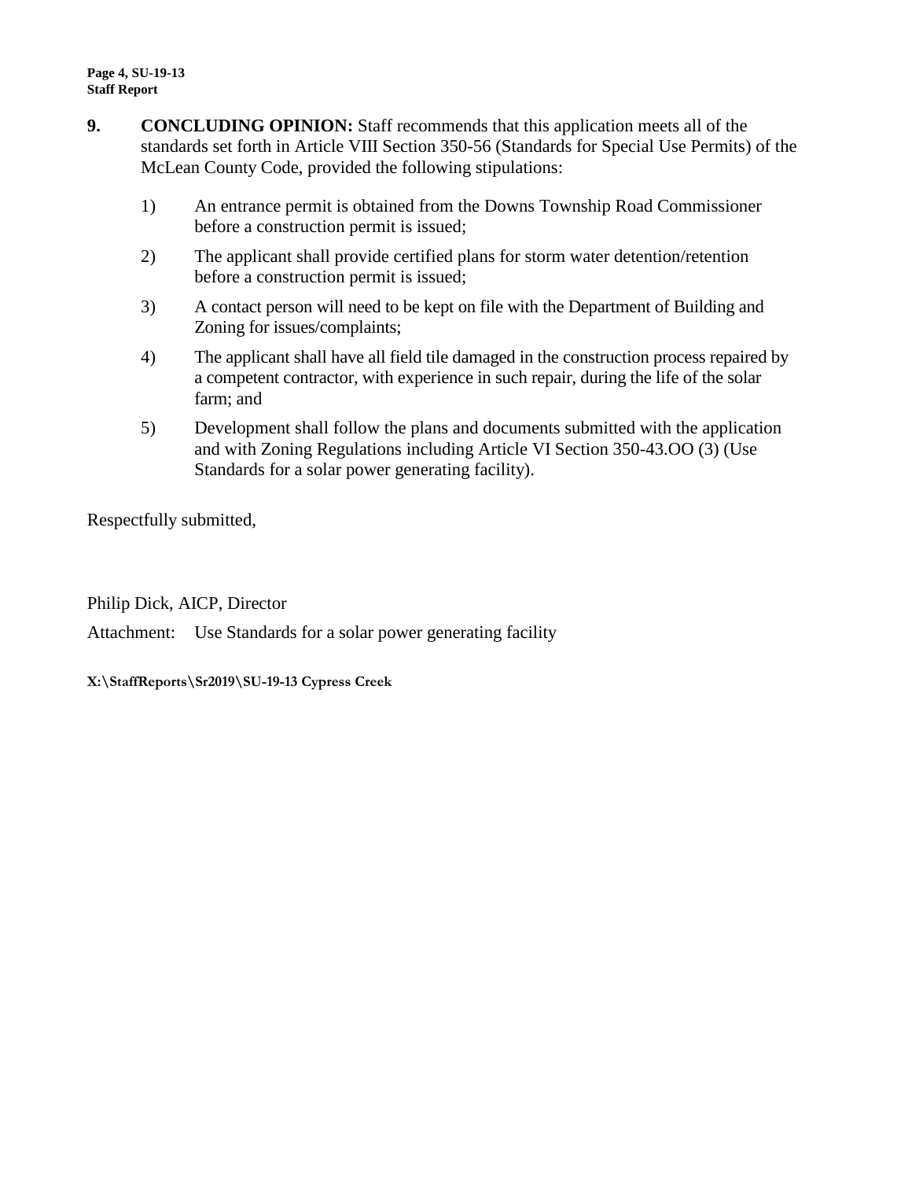**9. CONCLUDING OPINION:** Staff recommends that this application meets all of the standards set forth in Article VIII Section 350-56 (Standards for Special Use Permits) of the McLean County Code, provided the following stipulations:

1) An entrance permit is obtained from the Downs Township Road Commissioner before a construction permit is issued;

2) The applicant shall provide certified plans for storm water detention/retention before a construction permit is issued;

3) A contact person will need to be kept on file with the Department of Building and Zoning for issues/complaints;

4) The applicant shall have all field tile damaged in the construction process repaired by a competent contractor, with experience in such repair, during the life of the solar farm; and

5) Development shall follow the plans and documents submitted with the application and with Zoning Regulations including Article VI Section 350-43.OO (3) (Use Standards for a solar power generating facility).

Respectfully submitted,

Philip Dick, AICP, Director

Attachment: Use Standards for a solar power generating facility

**X:\StaffReports\Sr2019\SU-19-13 Cypress Creek**